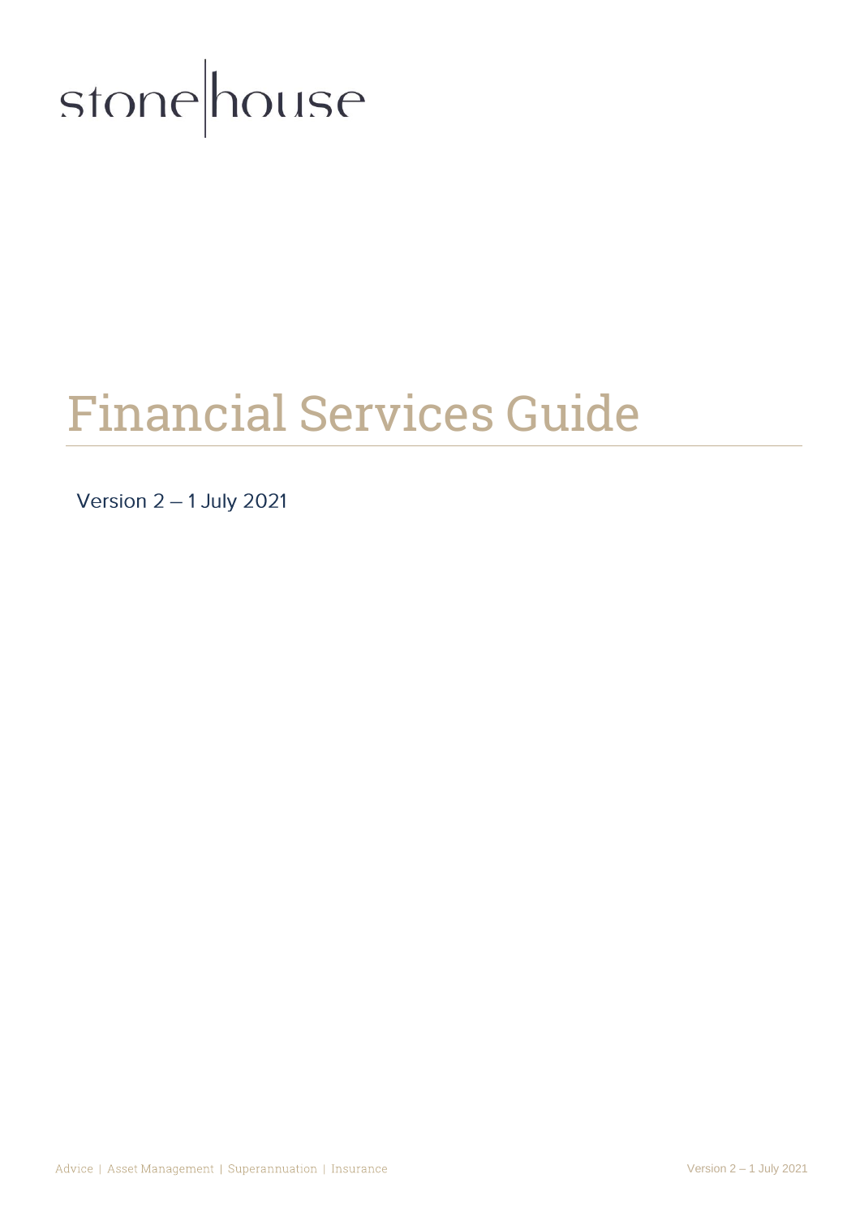stone|house

# Financial Services Guide

Version 2 – 1 July 2021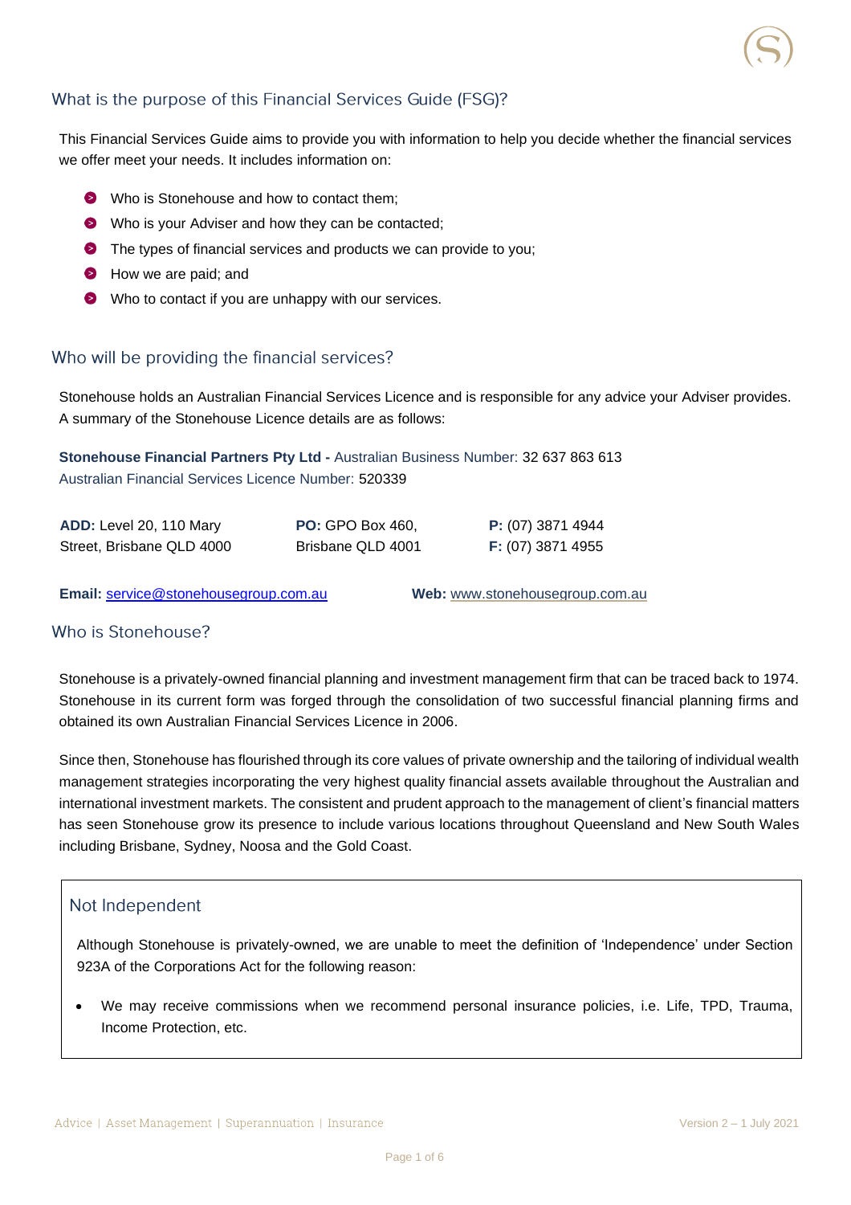## What is the purpose of this Financial Services Guide (FSG)?

This Financial Services Guide aims to provide you with information to help you decide whether the financial services we offer meet your needs. It includes information on:

- Who is Stonehouse and how to contact them;
- Who is your Adviser and how they can be contacted;
- The types of financial services and products we can provide to you;
- How we are paid; and
- Who to contact if you are unhappy with our services.

## Who will be providing the financial services?

Stonehouse holds an Australian Financial Services Licence and is responsible for any advice your Adviser provides. A summary of the Stonehouse Licence details are as follows:

**Stonehouse Financial Partners Pty Ltd -** Australian Business Number: 32 637 863 613
Australian Financial Services Licence Number: 520339

| **ADD:** Level 20, 110 Mary Street, Brisbane QLD 4000 | **PO:** GPO Box 460, Brisbane QLD 4001 | **P:** (07) 3871 4944<br>**F:** (07) 3871 4955 |
|---|---|---|

**Email:** service@stonehousegroup.com.au **Web:** www.stonehousegroup.com.au

## Who is Stonehouse?

Stonehouse is a privately-owned financial planning and investment management firm that can be traced back to 1974. Stonehouse in its current form was forged through the consolidation of two successful financial planning firms and obtained its own Australian Financial Services Licence in 2006.

Since then, Stonehouse has flourished through its core values of private ownership and the tailoring of individual wealth management strategies incorporating the very highest quality financial assets available throughout the Australian and international investment markets. The consistent and prudent approach to the management of client's financial matters has seen Stonehouse grow its presence to include various locations throughout Queensland and New South Wales including Brisbane, Sydney, Noosa and the Gold Coast.

### Not Independent

Although Stonehouse is privately-owned, we are unable to meet the definition of 'Independence' under Section 923A of the Corporations Act for the following reason:

- We may receive commissions when we recommend personal insurance policies, i.e. Life, TPD, Trauma, Income Protection, etc.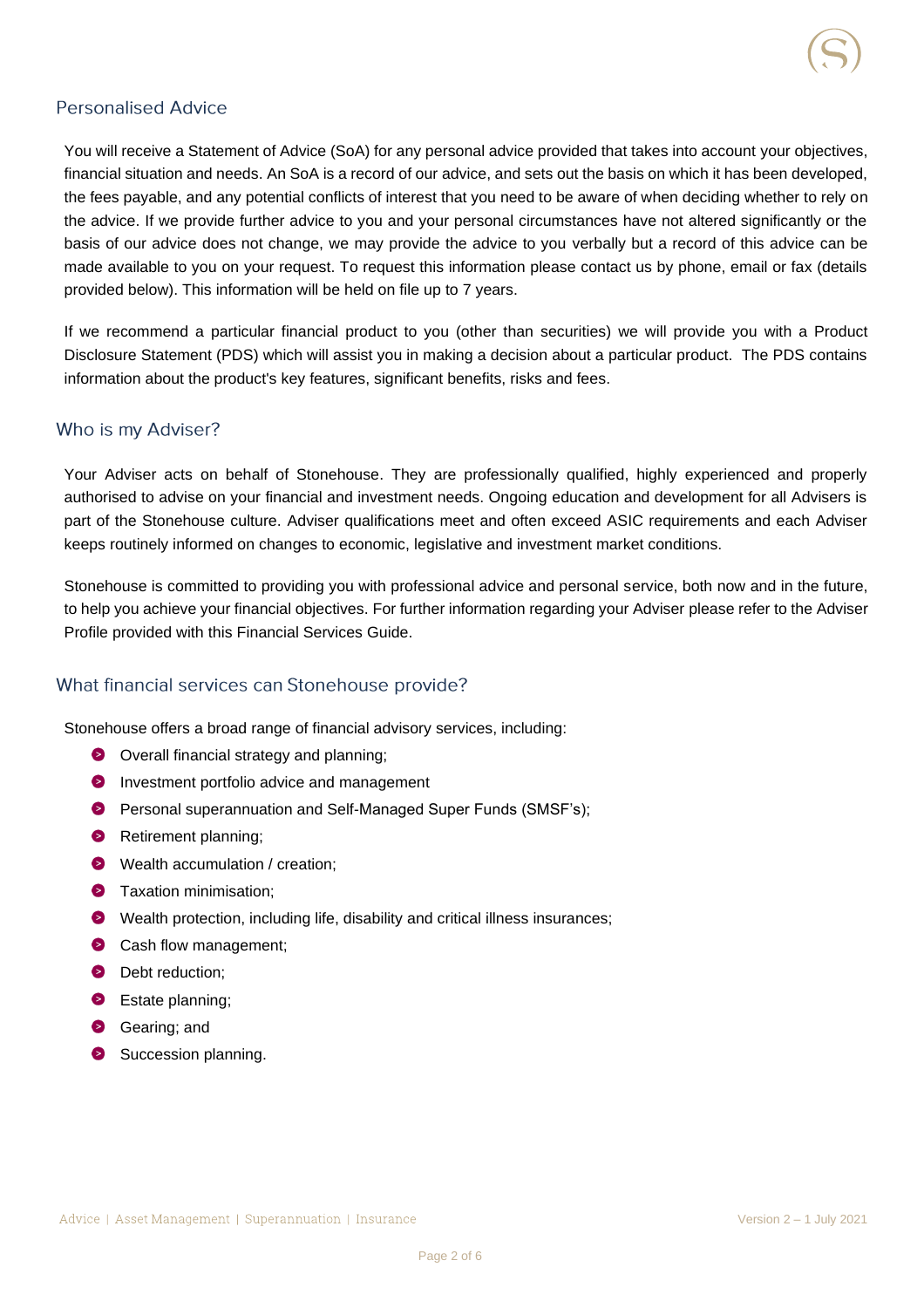## Personalised Advice

You will receive a Statement of Advice (SoA) for any personal advice provided that takes into account your objectives, financial situation and needs. An SoA is a record of our advice, and sets out the basis on which it has been developed, the fees payable, and any potential conflicts of interest that you need to be aware of when deciding whether to rely on the advice. If we provide further advice to you and your personal circumstances have not altered significantly or the basis of our advice does not change, we may provide the advice to you verbally but a record of this advice can be made available to you on your request. To request this information please contact us by phone, email or fax (details provided below). This information will be held on file up to 7 years.

If we recommend a particular financial product to you (other than securities) we will provide you with a Product Disclosure Statement (PDS) which will assist you in making a decision about a particular product. The PDS contains information about the product's key features, significant benefits, risks and fees.

## Who is my Adviser?

Your Adviser acts on behalf of Stonehouse. They are professionally qualified, highly experienced and properly authorised to advise on your financial and investment needs. Ongoing education and development for all Advisers is part of the Stonehouse culture. Adviser qualifications meet and often exceed ASIC requirements and each Adviser keeps routinely informed on changes to economic, legislative and investment market conditions.

Stonehouse is committed to providing you with professional advice and personal service, both now and in the future, to help you achieve your financial objectives. For further information regarding your Adviser please refer to the Adviser Profile provided with this Financial Services Guide.

## What financial services can Stonehouse provide?

Stonehouse offers a broad range of financial advisory services, including:

- Overall financial strategy and planning;
- Investment portfolio advice and management
- Personal superannuation and Self-Managed Super Funds (SMSF's);
- Retirement planning;
- Wealth accumulation / creation;
- Taxation minimisation;
- Wealth protection, including life, disability and critical illness insurances;
- Cash flow management;
- Debt reduction;
- Estate planning;
- Gearing; and
- Succession planning.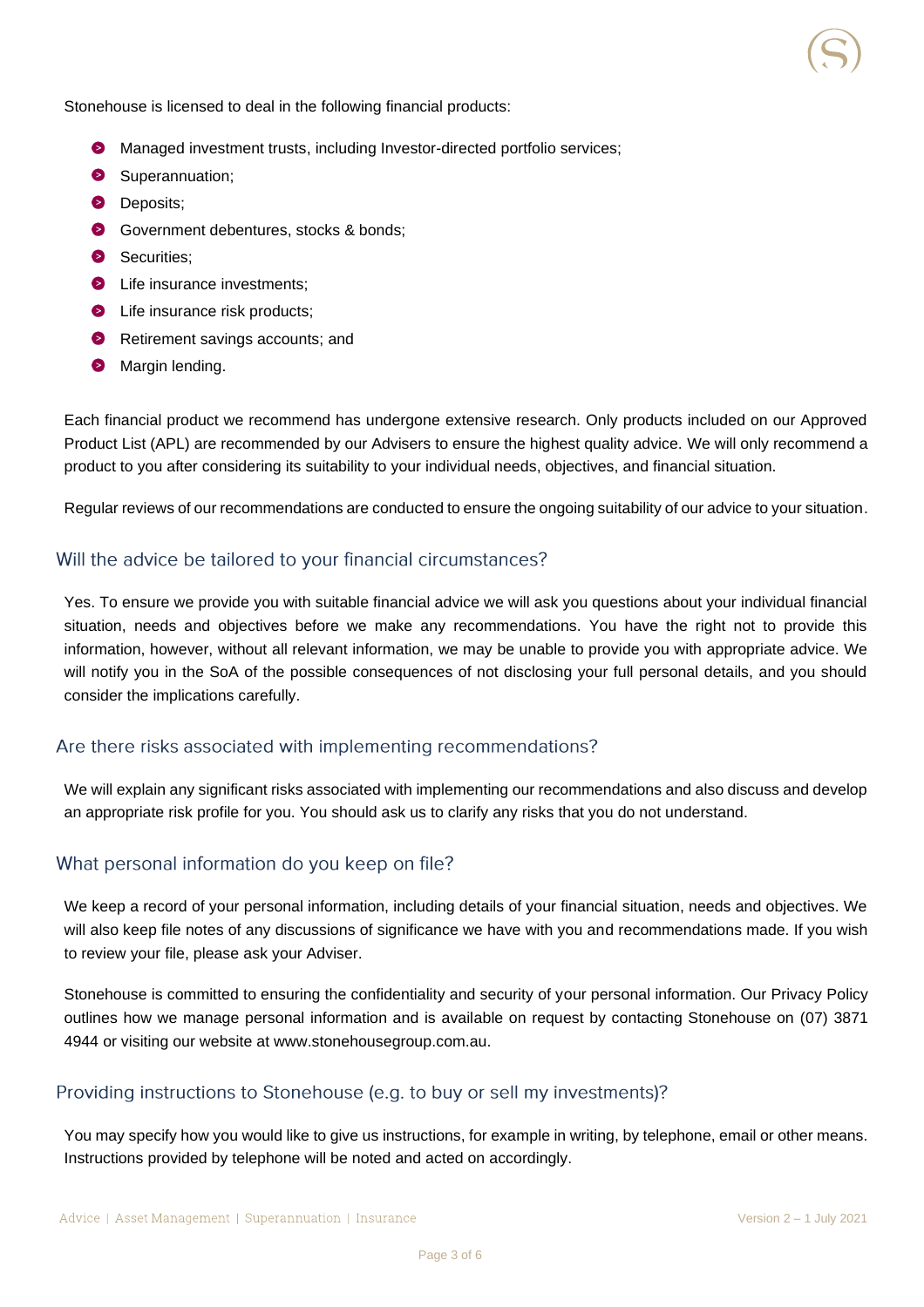Stonehouse is licensed to deal in the following financial products:

- Managed investment trusts, including Investor-directed portfolio services;
- Superannuation;
- Deposits;
- Government debentures, stocks & bonds;
- Securities;
- Life insurance investments;
- Life insurance risk products;
- Retirement savings accounts; and
- Margin lending.

Each financial product we recommend has undergone extensive research. Only products included on our Approved Product List (APL) are recommended by our Advisers to ensure the highest quality advice. We will only recommend a product to you after considering its suitability to your individual needs, objectives, and financial situation.

Regular reviews of our recommendations are conducted to ensure the ongoing suitability of our advice to your situation.

## Will the advice be tailored to your financial circumstances?

Yes. To ensure we provide you with suitable financial advice we will ask you questions about your individual financial situation, needs and objectives before we make any recommendations. You have the right not to provide this information, however, without all relevant information, we may be unable to provide you with appropriate advice. We will notify you in the SoA of the possible consequences of not disclosing your full personal details, and you should consider the implications carefully.

## Are there risks associated with implementing recommendations?

We will explain any significant risks associated with implementing our recommendations and also discuss and develop an appropriate risk profile for you. You should ask us to clarify any risks that you do not understand.

## What personal information do you keep on file?

We keep a record of your personal information, including details of your financial situation, needs and objectives. We will also keep file notes of any discussions of significance we have with you and recommendations made. If you wish to review your file, please ask your Adviser.

Stonehouse is committed to ensuring the confidentiality and security of your personal information. Our Privacy Policy outlines how we manage personal information and is available on request by contacting Stonehouse on (07) 3871 4944 or visiting our website at www.stonehousegroup.com.au.

## Providing instructions to Stonehouse (e.g. to buy or sell my investments)?

You may specify how you would like to give us instructions, for example in writing, by telephone, email or other means. Instructions provided by telephone will be noted and acted on accordingly.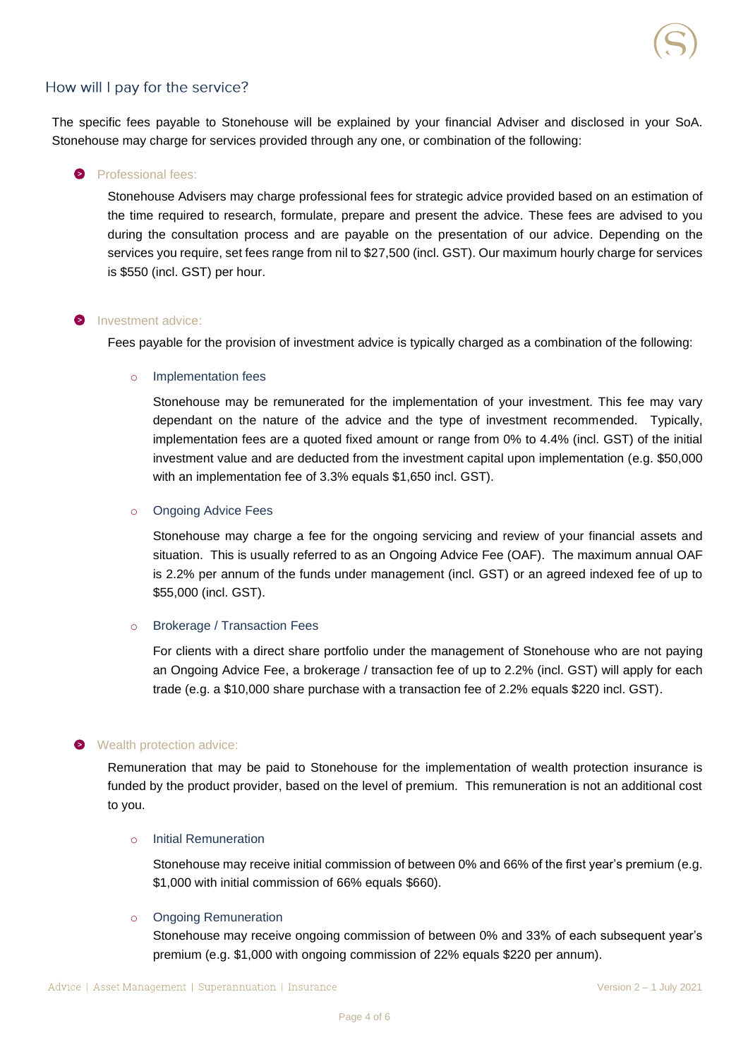## How will I pay for the service?

The specific fees payable to Stonehouse will be explained by your financial Adviser and disclosed in your SoA. Stonehouse may charge for services provided through any one, or combination of the following:

- **Professional fees:**

  Stonehouse Advisers may charge professional fees for strategic advice provided based on an estimation of the time required to research, formulate, prepare and present the advice. These fees are advised to you during the consultation process and are payable on the presentation of our advice. Depending on the services you require, set fees range from nil to $27,500 (incl. GST). Our maximum hourly charge for services is $550 (incl. GST) per hour.

- **Investment advice:**

  Fees payable for the provision of investment advice is typically charged as a combination of the following:

  - **Implementation fees**

    Stonehouse may be remunerated for the implementation of your investment. This fee may vary dependant on the nature of the advice and the type of investment recommended. Typically, implementation fees are a quoted fixed amount or range from 0% to 4.4% (incl. GST) of the initial investment value and are deducted from the investment capital upon implementation (e.g. $50,000 with an implementation fee of 3.3% equals $1,650 incl. GST).

  - **Ongoing Advice Fees**

    Stonehouse may charge a fee for the ongoing servicing and review of your financial assets and situation. This is usually referred to as an Ongoing Advice Fee (OAF). The maximum annual OAF is 2.2% per annum of the funds under management (incl. GST) or an agreed indexed fee of up to $55,000 (incl. GST).

  - **Brokerage / Transaction Fees**

    For clients with a direct share portfolio under the management of Stonehouse who are not paying an Ongoing Advice Fee, a brokerage / transaction fee of up to 2.2% (incl. GST) will apply for each trade (e.g. a $10,000 share purchase with a transaction fee of 2.2% equals $220 incl. GST).

- **Wealth protection advice:**

  Remuneration that may be paid to Stonehouse for the implementation of wealth protection insurance is funded by the product provider, based on the level of premium. This remuneration is not an additional cost to you.

  - **Initial Remuneration**

    Stonehouse may receive initial commission of between 0% and 66% of the first year's premium (e.g. $1,000 with initial commission of 66% equals $660).

  - **Ongoing Remuneration**

    Stonehouse may receive ongoing commission of between 0% and 33% of each subsequent year's premium (e.g. $1,000 with ongoing commission of 22% equals $220 per annum).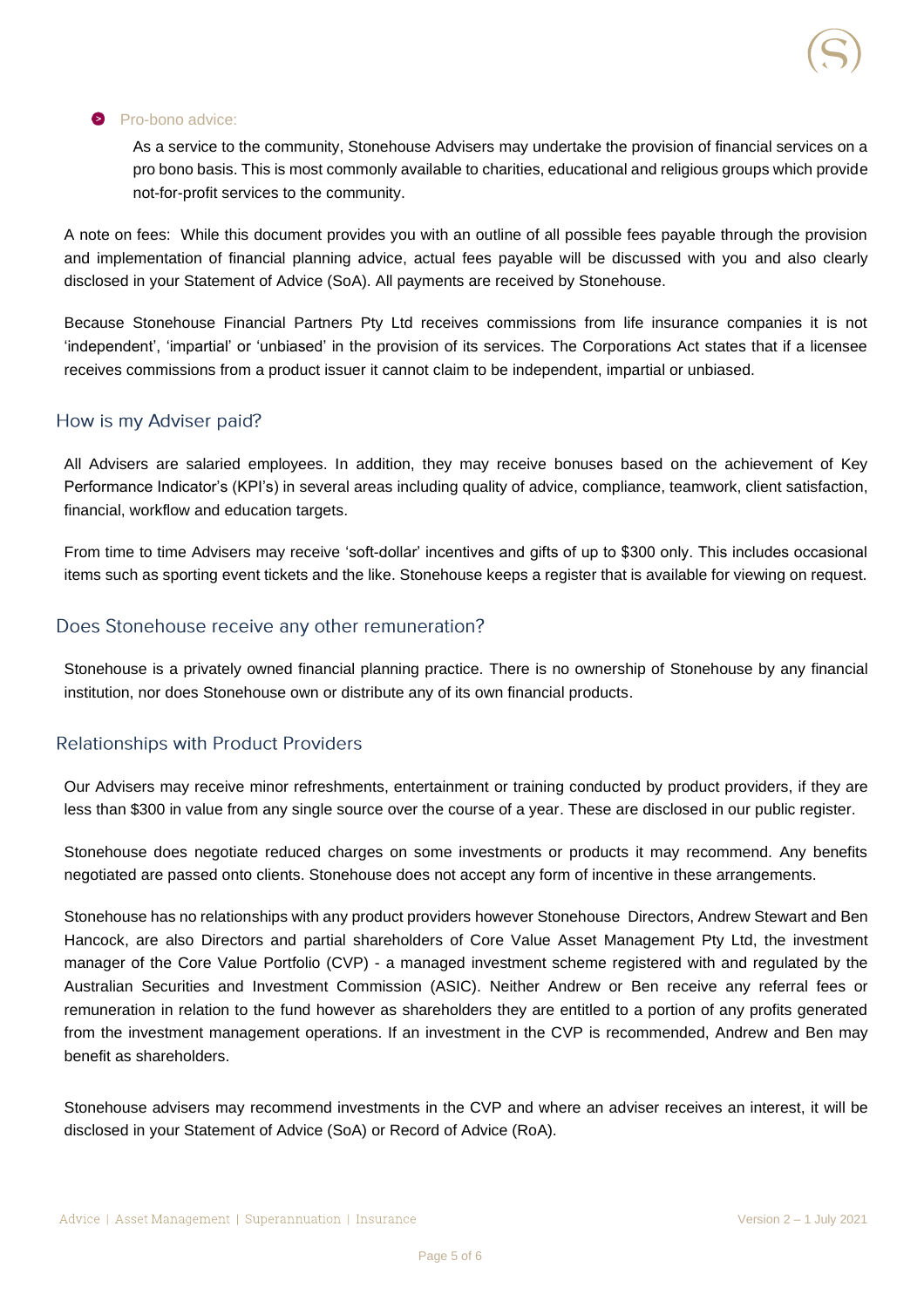- Pro-bono advice:

  As a service to the community, Stonehouse Advisers may undertake the provision of financial services on a pro bono basis. This is most commonly available to charities, educational and religious groups which provide not-for-profit services to the community.

A note on fees: While this document provides you with an outline of all possible fees payable through the provision and implementation of financial planning advice, actual fees payable will be discussed with you and also clearly disclosed in your Statement of Advice (SoA). All payments are received by Stonehouse.

Because Stonehouse Financial Partners Pty Ltd receives commissions from life insurance companies it is not 'independent', 'impartial' or 'unbiased' in the provision of its services. The Corporations Act states that if a licensee receives commissions from a product issuer it cannot claim to be independent, impartial or unbiased.

## How is my Adviser paid?

All Advisers are salaried employees. In addition, they may receive bonuses based on the achievement of Key Performance Indicator's (KPI's) in several areas including quality of advice, compliance, teamwork, client satisfaction, financial, workflow and education targets.

From time to time Advisers may receive 'soft-dollar' incentives and gifts of up to $300 only. This includes occasional items such as sporting event tickets and the like. Stonehouse keeps a register that is available for viewing on request.

## Does Stonehouse receive any other remuneration?

Stonehouse is a privately owned financial planning practice. There is no ownership of Stonehouse by any financial institution, nor does Stonehouse own or distribute any of its own financial products.

## Relationships with Product Providers

Our Advisers may receive minor refreshments, entertainment or training conducted by product providers, if they are less than $300 in value from any single source over the course of a year. These are disclosed in our public register.

Stonehouse does negotiate reduced charges on some investments or products it may recommend. Any benefits negotiated are passed onto clients. Stonehouse does not accept any form of incentive in these arrangements.

Stonehouse has no relationships with any product providers however Stonehouse Directors, Andrew Stewart and Ben Hancock, are also Directors and partial shareholders of Core Value Asset Management Pty Ltd, the investment manager of the Core Value Portfolio (CVP) - a managed investment scheme registered with and regulated by the Australian Securities and Investment Commission (ASIC). Neither Andrew or Ben receive any referral fees or remuneration in relation to the fund however as shareholders they are entitled to a portion of any profits generated from the investment management operations. If an investment in the CVP is recommended, Andrew and Ben may benefit as shareholders.

Stonehouse advisers may recommend investments in the CVP and where an adviser receives an interest, it will be disclosed in your Statement of Advice (SoA) or Record of Advice (RoA).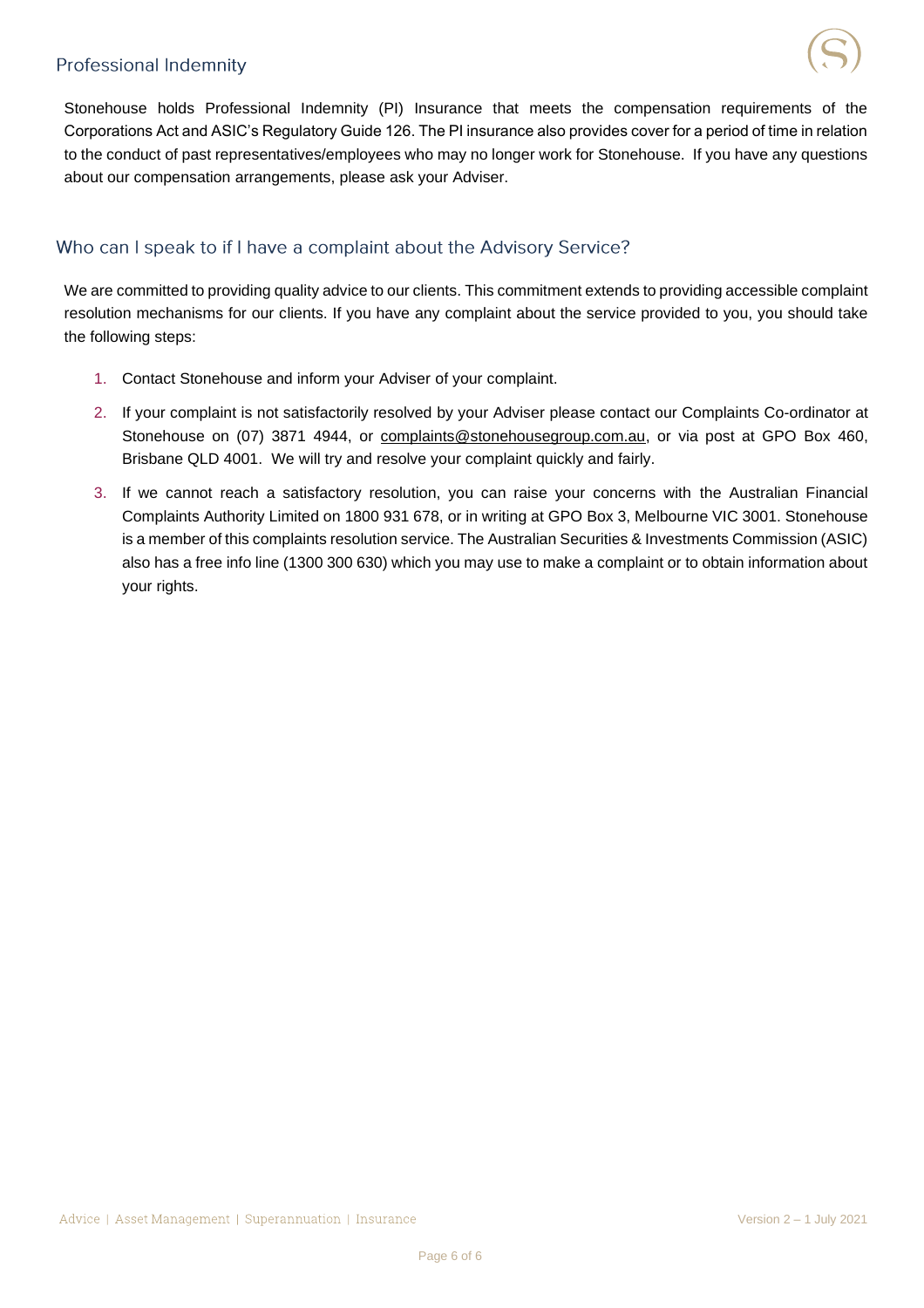## Professional Indemnity

Stonehouse holds Professional Indemnity (PI) Insurance that meets the compensation requirements of the Corporations Act and ASIC's Regulatory Guide 126. The PI insurance also provides cover for a period of time in relation to the conduct of past representatives/employees who may no longer work for Stonehouse. If you have any questions about our compensation arrangements, please ask your Adviser.

## Who can I speak to if I have a complaint about the Advisory Service?

We are committed to providing quality advice to our clients. This commitment extends to providing accessible complaint resolution mechanisms for our clients. If you have any complaint about the service provided to you, you should take the following steps:

1. Contact Stonehouse and inform your Adviser of your complaint.
2. If your complaint is not satisfactorily resolved by your Adviser please contact our Complaints Co-ordinator at Stonehouse on (07) 3871 4944, or complaints@stonehousegroup.com.au, or via post at GPO Box 460, Brisbane QLD 4001. We will try and resolve your complaint quickly and fairly.
3. If we cannot reach a satisfactory resolution, you can raise your concerns with the Australian Financial Complaints Authority Limited on 1800 931 678, or in writing at GPO Box 3, Melbourne VIC 3001. Stonehouse is a member of this complaints resolution service. The Australian Securities & Investments Commission (ASIC) also has a free info line (1300 300 630) which you may use to make a complaint or to obtain information about your rights.